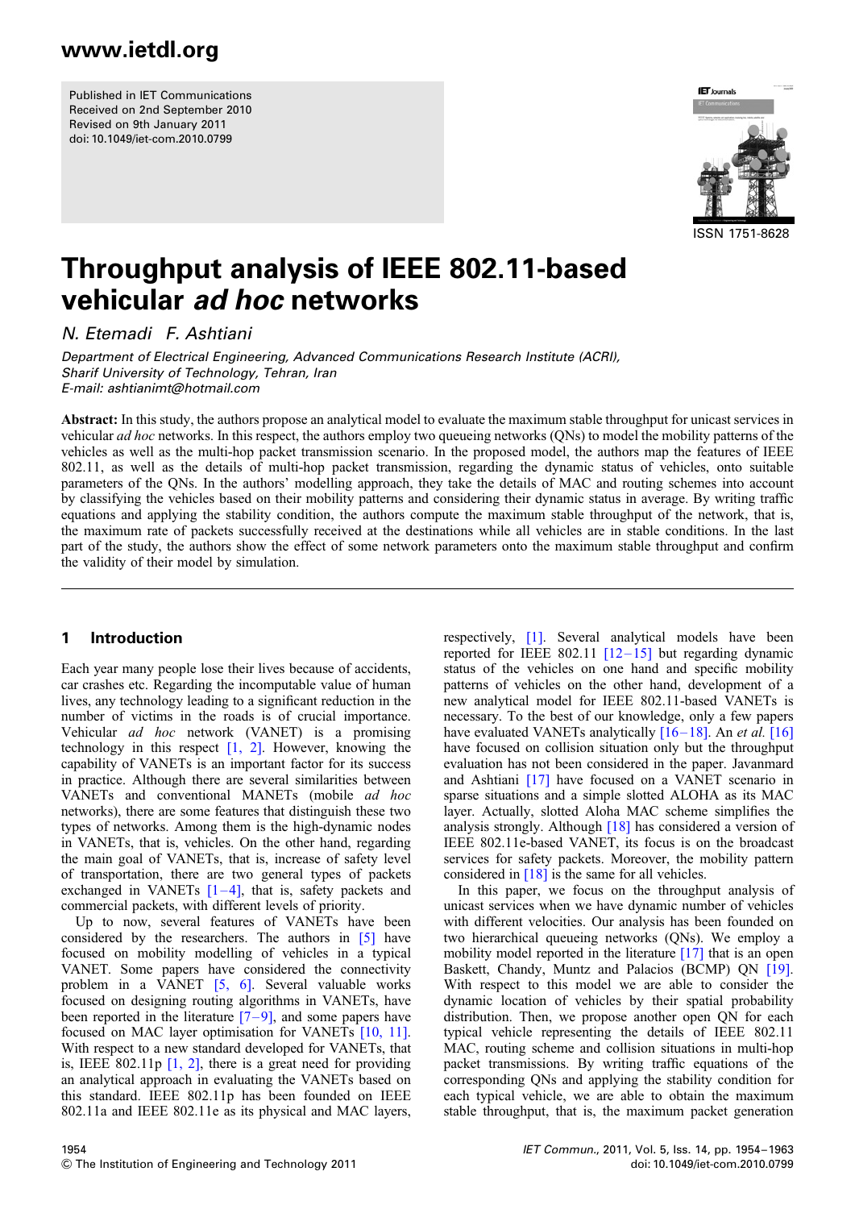www.ietdl.org

Published in IET Communications
Received on 2nd September 2010
Revised on 9th January 2011
doi: 10.1049/iet-com.2010.0799

ISSN 1751-8628

# Throughput analysis of IEEE 802.11-based vehicular *ad hoc* networks

*N. Etemadi F. Ashtiani*

*Department of Electrical Engineering, Advanced Communications Research Institute (ACRI), Sharif University of Technology, Tehran, Iran*
*E-mail: ashtianimt@hotmail.com*

**Abstract:** In this study, the authors propose an analytical model to evaluate the maximum stable throughput for unicast services in vehicular *ad hoc* networks. In this respect, the authors employ two queueing networks (QNs) to model the mobility patterns of the vehicles as well as the multi-hop packet transmission scenario. In the proposed model, the authors map the features of IEEE 802.11, as well as the details of multi-hop packet transmission, regarding the dynamic status of vehicles, onto suitable parameters of the QNs. In the authors' modelling approach, they take the details of MAC and routing schemes into account by classifying the vehicles based on their mobility patterns and considering their dynamic status in average. By writing traffic equations and applying the stability condition, the authors compute the maximum stable throughput of the network, that is, the maximum rate of packets successfully received at the destinations while all vehicles are in stable conditions. In the last part of the study, the authors show the effect of some network parameters onto the maximum stable throughput and confirm the validity of their model by simulation.

## 1 Introduction

Each year many people lose their lives because of accidents, car crashes etc. Regarding the incomputable value of human lives, any technology leading to a significant reduction in the number of victims in the roads is of crucial importance. Vehicular *ad hoc* network (VANET) is a promising technology in this respect [1, 2]. However, knowing the capability of VANETs is an important factor for its success in practice. Although there are several similarities between VANETs and conventional MANETs (mobile *ad hoc* networks), there are some features that distinguish these two types of networks. Among them is the high-dynamic nodes in VANETs, that is, vehicles. On the other hand, regarding the main goal of VANETs, that is, increase of safety level of transportation, there are two general types of packets exchanged in VANETs [1–4], that is, safety packets and commercial packets, with different levels of priority.

Up to now, several features of VANETs have been considered by the researchers. The authors in [5] have focused on mobility modelling of vehicles in a typical VANET. Some papers have considered the connectivity problem in a VANET [5, 6]. Several valuable works focused on designing routing algorithms in VANETs, have been reported in the literature [7–9], and some papers have focused on MAC layer optimisation for VANETs [10, 11]. With respect to a new standard developed for VANETs, that is, IEEE 802.11p [1, 2], there is a great need for providing an analytical approach in evaluating the VANETs based on this standard. IEEE 802.11p has been founded on IEEE 802.11a and IEEE 802.11e as its physical and MAC layers, respectively, [1]. Several analytical models have been reported for IEEE 802.11 [12–15] but regarding dynamic status of the vehicles on one hand and specific mobility patterns of vehicles on the other hand, development of a new analytical model for IEEE 802.11-based VANETs is necessary. To the best of our knowledge, only a few papers have evaluated VANETs analytically [16–18]. An *et al.* [16] have focused on collision situation only but the throughput evaluation has not been considered in the paper. Javanmard and Ashtiani [17] have focused on a VANET scenario in sparse situations and a simple slotted ALOHA as its MAC layer. Actually, slotted Aloha MAC scheme simplifies the analysis strongly. Although [18] has considered a version of IEEE 802.11e-based VANET, its focus is on the broadcast services for safety packets. Moreover, the mobility pattern considered in [18] is the same for all vehicles.

In this paper, we focus on the throughput analysis of unicast services when we have dynamic number of vehicles with different velocities. Our analysis has been founded on two hierarchical queueing networks (QNs). We employ a mobility model reported in the literature [17] that is an open Baskett, Chandy, Muntz and Palacios (BCMP) QN [19]. With respect to this model we are able to consider the dynamic location of vehicles by their spatial probability distribution. Then, we propose another open QN for each typical vehicle representing the details of IEEE 802.11 MAC, routing scheme and collision situations in multi-hop packet transmissions. By writing traffic equations of the corresponding QNs and applying the stability condition for each typical vehicle, we are able to obtain the maximum stable throughput, that is, the maximum packet generation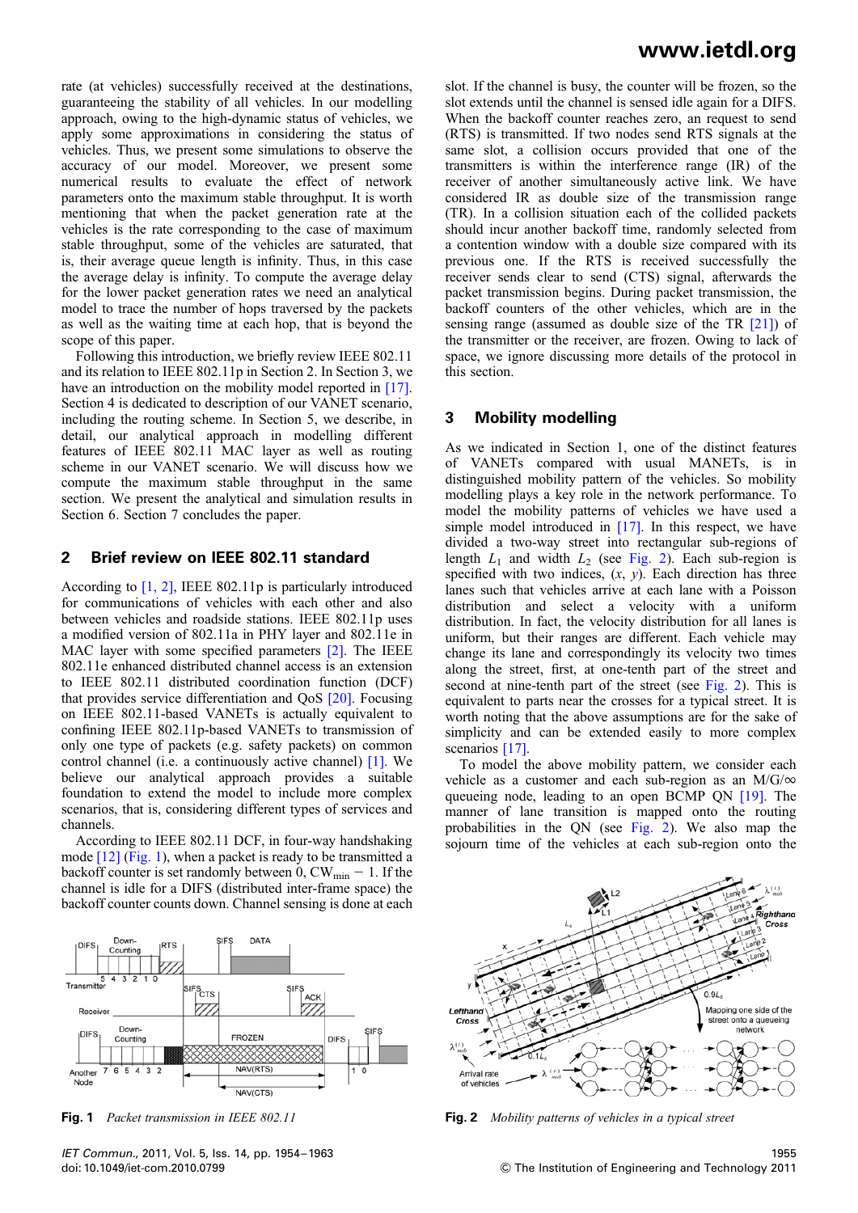rate (at vehicles) successfully received at the destinations, guaranteeing the stability of all vehicles. In our modelling approach, owing to the high-dynamic status of vehicles, we apply some approximations in considering the status of vehicles. Thus, we present some simulations to observe the accuracy of our model. Moreover, we present some numerical results to evaluate the effect of network parameters onto the maximum stable throughput. It is worth mentioning that when the packet generation rate at the vehicles is the rate corresponding to the case of maximum stable throughput, some of the vehicles are saturated, that is, their average queue length is infinity. Thus, in this case the average delay is infinity. To compute the average delay for the lower packet generation rates we need an analytical model to trace the number of hops traversed by the packets as well as the waiting time at each hop, that is beyond the scope of this paper.

Following this introduction, we briefly review IEEE 802.11 and its relation to IEEE 802.11p in Section 2. In Section 3, we have an introduction on the mobility model reported in [17]. Section 4 is dedicated to description of our VANET scenario, including the routing scheme. In Section 5, we describe, in detail, our analytical approach in modelling different features of IEEE 802.11 MAC layer as well as routing scheme in our VANET scenario. We will discuss how we compute the maximum stable throughput in the same section. We present the analytical and simulation results in Section 6. Section 7 concludes the paper.

## 2 Brief review on IEEE 802.11 standard

According to [1, 2], IEEE 802.11p is particularly introduced for communications of vehicles with each other and also between vehicles and roadside stations. IEEE 802.11p uses a modified version of 802.11a in PHY layer and 802.11e in MAC layer with some specified parameters [2]. The IEEE 802.11e enhanced distributed channel access is an extension to IEEE 802.11 distributed coordination function (DCF) that provides service differentiation and QoS [20]. Focusing on IEEE 802.11-based VANETs is actually equivalent to confining IEEE 802.11p-based VANETs to transmission of only one type of packets (e.g. safety packets) on common control channel (i.e. a continuously active channel) [1]. We believe our analytical approach provides a suitable foundation to extend the model to include more complex scenarios, that is, considering different types of services and channels.

According to IEEE 802.11 DCF, in four-way handshaking mode [12] (Fig. 1), when a packet is ready to be transmitted a backoff counter is set randomly between 0, $\mathrm{CW}_{\min} - 1$. If the channel is idle for a DIFS (distributed inter-frame space) the backoff counter counts down. Channel sensing is done at each slot. If the channel is busy, the counter will be frozen, so the slot extends until the channel is sensed idle again for a DIFS. When the backoff counter reaches zero, an request to send (RTS) is transmitted. If two nodes send RTS signals at the same slot, a collision occurs provided that one of the transmitters is within the interference range (IR) of the receiver of another simultaneously active link. We have considered IR as double size of the transmission range (TR). In a collision situation each of the collided packets should incur another backoff time, randomly selected from a contention window with a double size compared with its previous one. If the RTS is received successfully the receiver sends clear to send (CTS) signal, afterwards the packet transmission begins. During packet transmission, the backoff counters of the other vehicles, which are in the sensing range (assumed as double size of the TR [21]) of the transmitter or the receiver, are frozen. Owing to lack of space, we ignore discussing more details of the protocol in this section.

Fig. 1 *Packet transmission in IEEE 802.11*

## 3 Mobility modelling

As we indicated in Section 1, one of the distinct features of VANETs compared with usual MANETs, is in distinguished mobility pattern of the vehicles. So mobility modelling plays a key role in the network performance. To model the mobility patterns of vehicles we have used a simple model introduced in [17]. In this respect, we have divided a two-way street into rectangular sub-regions of length $L_1$ and width $L_2$ (see Fig. 2). Each sub-region is specified with two indices, $(x, y)$. Each direction has three lanes such that vehicles arrive at each lane with a Poisson distribution and select a velocity with a uniform distribution. In fact, the velocity distribution for all lanes is uniform, but their ranges are different. Each vehicle may change its lane and correspondingly its velocity two times along the street, first, at one-tenth part of the street and second at nine-tenth part of the street (see Fig. 2). This is equivalent to parts near the crosses for a typical street. It is worth noting that the above assumptions are for the sake of simplicity and can be extended easily to more complex scenarios [17].

To model the above mobility pattern, we consider each vehicle as a customer and each sub-region as an M/G/∞ queueing node, leading to an open BCMP QN [19]. The manner of lane transition is mapped onto the routing probabilities in the QN (see Fig. 2). We also map the sojourn time of the vehicles at each sub-region onto the

Fig. 2 *Mobility patterns of vehicles in a typical street*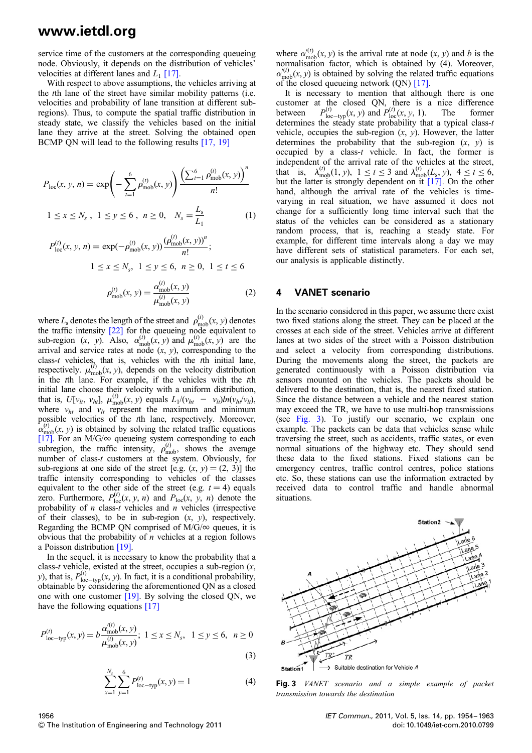service time of the customers at the corresponding queueing node. Obviously, it depends on the distribution of vehicles' velocities at different lanes and $L_1$ [17].

With respect to above assumptions, the vehicles arriving at the $t$th lane of the street have similar mobility patterns (i.e. velocities and probability of lane transition at different sub-regions). Thus, to compute the spatial traffic distribution in steady state, we classify the vehicles based on the initial lane they arrive at the street. Solving the obtained open BCMP QN will lead to the following results [17, 19]

$$P_{\rm loc}(x, y, n) = \exp\left(-\sum_{t=1}^{6} \rho_{\rm mob}^{(t)}(x, y)\right) \frac{\left(\sum_{t=1}^{6} \rho_{\rm mob}^{(t)}(x, y)\right)^n}{n!}$$

$$1 \le x \le N_s\,, \quad 1 \le y \le 6\,, \quad n \ge 0, \quad N_s = \frac{L_s}{L_1} \tag{1}$$

$$P_{\rm loc}^{(t)}(x, y, n) = \exp(-\rho_{\rm mob}^{(t)}(x, y)) \frac{(\rho_{\rm mob}^{(t)}(x, y))^n}{n!};$$

$$1 \le x \le N_s, \quad 1 \le y \le 6, \quad n \ge 0, \quad 1 \le t \le 6$$

$$\rho_{\rm mob}^{(t)}(x, y) = \frac{\alpha_{\rm mob}^{(t)}(x, y)}{\mu_{\rm mob}^{(t)}(x, y)} \tag{2}$$

where $L_s$ denotes the length of the street and $\rho_{\rm mob}^{(t)}(x, y)$ denotes the traffic intensity [22] for the queueing node equivalent to sub-region $(x, y)$. Also, $\alpha_{\rm mob}^{(t)}(x, y)$ and $\mu_{\rm mob}^{(t)}(x, y)$ are the arrival and service rates at node $(x, y)$, corresponding to the class-$t$ vehicles, that is, vehicles with the $t$th initial lane, respectively. $\mu_{\rm mob}^{(t)}(x, y)$, depends on the velocity distribution in the $t$th lane. For example, if the vehicles with the $t$th initial lane choose their velocity with a uniform distribution, that is, $U[v_{lt}, v_{ht}]$, $\mu_{\rm mob}^{(t)}(x, y)$ equals $L_1/(v_{ht} - v_{lt})ln(v_{ht}/v_{lt})$, where $v_{ht}$ and $v_{lt}$ represent the maximum and minimum possible velocities of the $t$th lane, respectively. Moreover, $\alpha_{\rm mob}^{(t)}(x, y)$ is obtained by solving the related traffic equations [17]. For an M/G/$\infty$ queueing system corresponding to each subregion, the traffic intensity, $\rho_{\rm mob}^{(t)}$, shows the average number of class-$t$ customers at the system. Obviously, for sub-regions at one side of the street [e.g. $(x, y) = (2, 3)$] the traffic intensity corresponding to vehicles of the classes equivalent to the other side of the street (e.g. $t = 4$) equals zero. Furthermore, $P_{\rm loc}^{(t)}(x, y, n)$ and $P_{\rm loc}(x, y, n)$ denote the probability of $n$ class-$t$ vehicles and $n$ vehicles (irrespective of their classes), to be in sub-region $(x, y)$, respectively. Regarding the BCMP QN comprised of M/G/$\infty$ queues, it is obvious that the probability of $n$ vehicles at a region follows a Poisson distribution [19].

In the sequel, it is necessary to know the probability that a class-$t$ vehicle, existed at the street, occupies a sub-region $(x, y)$, that is, $P_{\rm loc-typ}^{(t)}(x, y)$. In fact, it is a conditional probability, obtainable by considering the aforementioned QN as a closed one with one customer [19]. By solving the closed QN, we have the following equations [17]

$$P_{\rm loc-typ}^{(t)}(x, y) = b\frac{\alpha_{\rm mob}^{\prime(t)}(x, y)}{\mu_{\rm mob}^{(t)}(x, y)}; \; 1 \le x \le N_s, \quad 1 \le y \le 6, \quad n \ge 0 \tag{3}$$

$$\sum_{x=1}^{N_s} \sum_{y=1}^{6} P_{\rm loc-typ}^{(t)}(x, y) = 1 \tag{4}$$

where $\alpha_{\rm mob}^{\prime(t)}(x, y)$ is the arrival rate at node $(x, y)$ and $b$ is the normalisation factor, which is obtained by (4). Moreover, $\alpha_{\rm mob}^{\prime(t)}(x, y)$ is obtained by solving the related traffic equations of the closed queueing network (QN) [17].

It is necessary to mention that although there is one customer at the closed QN, there is a nice difference between $P_{\rm loc-typ}^{(t)}(x, y)$ and $P_{\rm loc}^{(t)}(x, y, 1)$. The former determines the steady state probability that a typical class-$t$ vehicle, occupies the sub-region $(x, y)$. However, the latter determines the probability that the sub-region $(x, y)$ is occupied by a class-$t$ vehicle. In fact, the former is independent of the arrival rate of the vehicles at the street, that is, $\lambda_{\rm mob}^{(t)}(1, y)$, $1 \le t \le 3$ and $\lambda_{\rm mob}^{(t)}(L_s, y)$, $4 \le t \le 6$, but the latter is strongly dependent on it [17]. On the other hand, although the arrival rate of the vehicles is time-varying in real situation, we have assumed it does not change for a sufficiently long time interval such that the status of the vehicles can be considered as a stationary random process, that is, reaching a steady state. For example, for different time intervals along a day we may have different sets of statistical parameters. For each set, our analysis is applicable distinctly.

## 4 VANET scenario

In the scenario considered in this paper, we assume there exist two fixed stations along the street. They can be placed at the crosses at each side of the street. Vehicles arrive at different lanes at two sides of the street with a Poisson distribution and select a velocity from corresponding distributions. During the movements along the street, the packets are generated continuously with a Poisson distribution via sensors mounted on the vehicles. The packets should be delivered to the destination, that is, the nearest fixed station. Since the distance between a vehicle and the nearest station may exceed the TR, we have to use multi-hop transmissions (see Fig. 3). To justify our scenario, we explain one example. The packets can be data that vehicles sense while traversing the street, such as accidents, traffic states, or even normal situations of the highway etc. They should send these data to the fixed stations. Fixed stations can be emergency centres, traffic control centres, police stations etc. So, these stations can use the information extracted by received data to control traffic and handle abnormal situations.

**Fig. 3** *VANET scenario and a simple example of packet transmission towards the destination*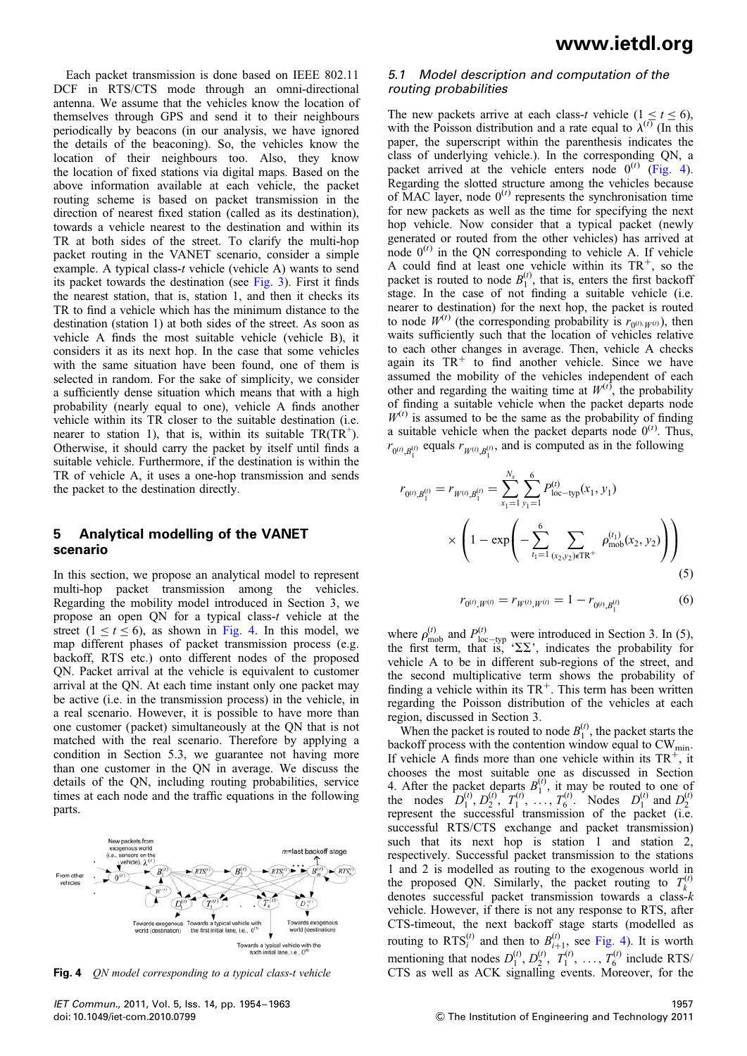Each packet transmission is done based on IEEE 802.11 DCF in RTS/CTS mode through an omni-directional antenna. We assume that the vehicles know the location of themselves through GPS and send it to their neighbours periodically by beacons (in our analysis, we have ignored the details of the beaconing). So, the vehicles know the location of their neighbours too. Also, they know the location of fixed stations via digital maps. Based on the above information available at each vehicle, the packet routing scheme is based on packet transmission in the direction of nearest fixed station (called as its destination), towards a vehicle nearest to the destination and within its TR at both sides of the street. To clarify the multi-hop packet routing in the VANET scenario, consider a simple example. A typical class-$t$ vehicle (vehicle A) wants to send its packet towards the destination (see Fig. 3). First it finds the nearest station, that is, station 1, and then it checks its TR to find a vehicle which has the minimum distance to the destination (station 1) at both sides of the street. As soon as vehicle A finds the most suitable vehicle (vehicle B), it considers it as its next hop. In the case that some vehicles with the same situation have been found, one of them is selected in random. For the sake of simplicity, we consider a sufficiently dense situation which means that with a high probability (nearly equal to one), vehicle A finds another vehicle within its TR closer to the suitable destination (i.e. nearer to station 1), that is, within its suitable TR($\text{TR}^+$). Otherwise, it should carry the packet by itself until finds a suitable vehicle. Furthermore, if the destination is within the TR of vehicle A, it uses a one-hop transmission and sends the packet to the destination directly.

## 5 Analytical modelling of the VANET scenario

In this section, we propose an analytical model to represent multi-hop packet transmission among the vehicles. Regarding the mobility model introduced in Section 3, we propose an open QN for a typical class-$t$ vehicle at the street ($1 \leq t \leq 6$), as shown in Fig. 4. In this model, we map different phases of packet transmission process (e.g. backoff, RTS etc.) onto different nodes of the proposed QN. Packet arrival at the vehicle is equivalent to customer arrival at the QN. At each time instant only one packet may be active (i.e. in the transmission process) in the vehicle, in a real scenario. However, it is possible to have more than one customer (packet) simultaneously at the QN that is not matched with the real scenario. Therefore by applying a condition in Section 5.3, we guarantee not having more than one customer in the QN in average. We discuss the details of the QN, including routing probabilities, service times at each node and the traffic equations in the following parts.

**Fig. 4** *QN model corresponding to a typical class-t vehicle*

### 5.1 Model description and computation of the routing probabilities

The new packets arrive at each class-$t$ vehicle ($1 \leq t \leq 6$), with the Poisson distribution and a rate equal to $\lambda^{(t)}$ (In this paper, the superscript within the parenthesis indicates the class of underlying vehicle.). In the corresponding QN, a packet arrived at the vehicle enters node $0^{(t)}$ (Fig. 4). Regarding the slotted structure among the vehicles because of MAC layer, node $0^{(t)}$ represents the synchronisation time for new packets as well as the time for specifying the next hop vehicle. Now consider that a typical packet (newly generated or routed from the other vehicles) has arrived at node $0^{(t)}$ in the QN corresponding to vehicle A. If vehicle A could find at least one vehicle within its $\text{TR}^+$, so the packet is routed to node $B_1^{(t)}$, that is, enters the first backoff stage. In the case of not finding a suitable vehicle (i.e. nearer to destination) for the next hop, the packet is routed to node $W^{(t)}$ (the corresponding probability is $r_{0^{(t)},W^{(t)}}$), then waits sufficiently such that the location of vehicles relative to each other changes in average. Then, vehicle A checks again its $\text{TR}^+$ to find another vehicle. Since we have assumed the mobility of the vehicles independent of each other and regarding the waiting time at $W^{(t)}$, the probability of finding a suitable vehicle when the packet departs node $W^{(t)}$ is assumed to be the same as the probability of finding a suitable vehicle when the packet departs node $0^{(t)}$. Thus, $r_{0^{(t)},B_1^{(t)}}$ equals $r_{W^{(t)},B_1^{(t)}}$, and is computed as in the following

$$r_{0^{(t)},B_1^{(t)}} = r_{W^{(t)},B_1^{(t)}} = \sum_{x_1=1}^{N_s} \sum_{y_1=1}^{6} P_{\text{loc-typ}}^{(t)}(x_1, y_1) \times \left(1 - \exp\left(-\sum_{t_1=1}^{6} \sum_{(x_2,y_2)\in\text{TR}^+} \rho_{\text{mob}}^{(t_1)}(x_2, y_2)\right)\right) \tag{5}$$

$$r_{0^{(t)},W^{(t)}} = r_{W^{(t)},W^{(t)}} = 1 - r_{0^{(t)},B_1^{(t)}} \tag{6}$$

where $\rho_{\text{mob}}^{(t)}$ and $P_{\text{loc-typ}}^{(t)}$ were introduced in Section 3. In (5), the first term, that is, '$\Sigma\Sigma$', indicates the probability for vehicle A to be in different sub-regions of the street, and the second multiplicative term shows the probability of finding a vehicle within its $\text{TR}^+$. This term has been written regarding the Poisson distribution of the vehicles at each region, discussed in Section 3.

When the packet is routed to node $B_1^{(t)}$, the packet starts the backoff process with the contention window equal to $\text{CW}_{\min}$. If vehicle A finds more than one vehicle within its $\text{TR}^+$, it chooses the most suitable one as discussed in Section 4. After the packet departs $B_1^{(t)}$, it may be routed to one of the nodes $D_1^{(t)}, D_2^{(t)}, T_1^{(t)}, \ldots, T_6^{(t)}$. Nodes $D_1^{(t)}$ and $D_2^{(t)}$ represent the successful transmission of the packet (i.e. successful RTS/CTS exchange and packet transmission) such that its next hop is station 1 and station 2, respectively. Successful packet transmission to the stations 1 and 2 is modelled as routing to the exogenous world in the proposed QN. Similarly, the packet routing to $T_k^{(t)}$ denotes successful packet transmission towards a class-$k$ vehicle. However, if there is not any response to RTS, after CTS-timeout, the next backoff stage starts (modelled as routing to $\text{RTS}_i^{(t)}$ and then to $B_{i+1}^{(t)}$, see Fig. 4). It is worth mentioning that nodes $D_1^{(t)}, D_2^{(t)}, T_1^{(t)}, \ldots, T_6^{(t)}$ include RTS/CTS as well as ACK signalling events. Moreover, for the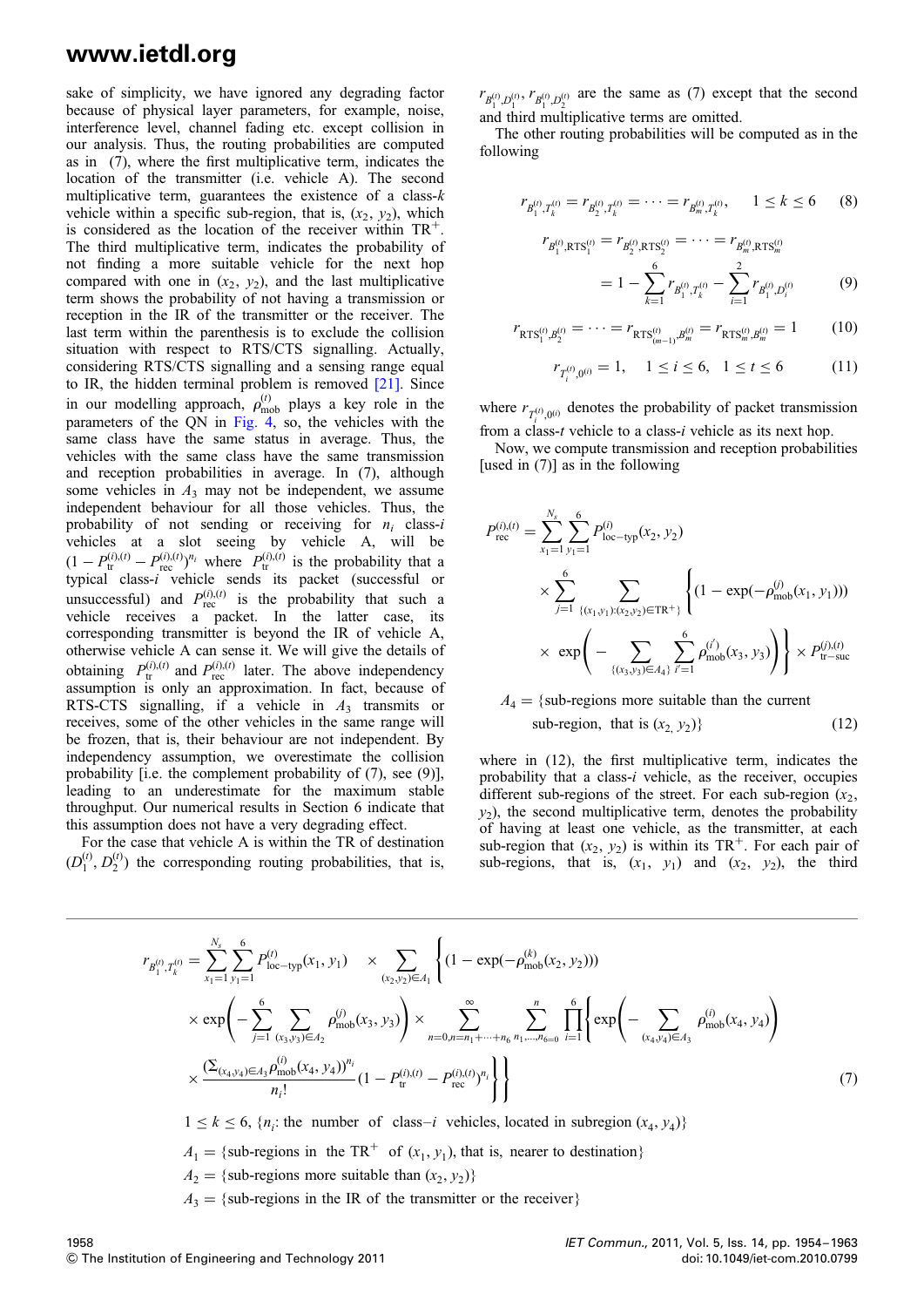sake of simplicity, we have ignored any degrading factor because of physical layer parameters, for example, noise, interference level, channel fading etc. except collision in our analysis. Thus, the routing probabilities are computed as in (7), where the first multiplicative term, indicates the location of the transmitter (i.e. vehicle A). The second multiplicative term, guarantees the existence of a class-$k$ vehicle within a specific sub-region, that is, $(x_2, y_2)$, which is considered as the location of the receiver within $\mathrm{TR}^+$. The third multiplicative term, indicates the probability of not finding a more suitable vehicle for the next hop compared with one in $(x_2, y_2)$, and the last multiplicative term shows the probability of not having a transmission or reception in the IR of the transmitter or the receiver. The last term within the parenthesis is to exclude the collision situation with respect to RTS/CTS signalling. Actually, considering RTS/CTS signalling and a sensing range equal to IR, the hidden terminal problem is removed [21]. Since in our modelling approach, $\rho_{\mathrm{mob}}^{(t)}$ plays a key role in the parameters of the QN in Fig. 4, so, the vehicles with the same class have the same status in average. Thus, the vehicles with the same class have the same transmission and reception probabilities in average. In (7), although some vehicles in $A_3$ may not be independent, we assume independent behaviour for all those vehicles. Thus, the probability of not sending or receiving for $n_i$ class-$i$ vehicles at a slot seeing by vehicle A, will be $(1 - P_{\mathrm{tr}}^{(i),(t)} - P_{\mathrm{rec}}^{(i),(t)})^{n_i}$ where $P_{\mathrm{tr}}^{(i),(t)}$ is the probability that a typical class-$i$ vehicle sends its packet (successful or unsuccessful) and $P_{\mathrm{rec}}^{(i),(t)}$ is the probability that such a vehicle receives a packet. In the latter case, its corresponding transmitter is beyond the IR of vehicle A, otherwise vehicle A can sense it. We will give the details of obtaining $P_{\mathrm{tr}}^{(i),(t)}$ and $P_{\mathrm{rec}}^{(i),(t)}$ later. The above independency assumption is only an approximation. In fact, because of RTS-CTS signalling, if a vehicle in $A_3$ transmits or receives, some of the other vehicles in the same range will be frozen, that is, their behaviour are not independent. By independency assumption, we overestimate the collision probability [i.e. the complement probability of (7), see (9)], leading to an underestimate for the maximum stable throughput. Our numerical results in Section 6 indicate that this assumption does not have a very degrading effect.

For the case that vehicle A is within the TR of destination $(D_1^{(t)}, D_2^{(t)})$ the corresponding routing probabilities, that is, $r_{B_1^{(t)},D_1^{(t)}}, r_{B_1^{(t)},D_2^{(t)}}$ are the same as (7) except that the second and third multiplicative terms are omitted.

The other routing probabilities will be computed as in the following

$$r_{B_1^{(t)},T_k^{(t)}} = r_{B_2^{(t)},T_k^{(t)}} = \cdots = r_{B_m^{(t)},T_k^{(t)}}, \quad 1 \le k \le 6 \tag{8}$$

$$r_{B_1^{(t)},\mathrm{RTS}_1^{(t)}} = r_{B_2^{(t)},\mathrm{RTS}_2^{(t)}} = \cdots = r_{B_m^{(t)},\mathrm{RTS}_m^{(t)}} = 1 - \sum_{k=1}^{6} r_{B_1^{(t)},T_k^{(t)}} - \sum_{i=1}^{2} r_{B_1^{(t)},D_i^{(t)}} \tag{9}$$

$$r_{\mathrm{RTS}_1^{(t)},B_2^{(t)}} = \cdots = r_{\mathrm{RTS}_{(m-1)}^{(t)},B_m^{(t)}} = r_{\mathrm{RTS}_m^{(t)},B_m^{(t)}} = 1 \tag{10}$$

$$r_{T_i^{(t)},0^{(i)}} = 1, \quad 1 \le i \le 6, \quad 1 \le t \le 6 \tag{11}$$

where $r_{T_i^{(t)},0^{(i)}}$ denotes the probability of packet transmission from a class-$t$ vehicle to a class-$i$ vehicle as its next hop.

Now, we compute transmission and reception probabilities [used in (7)] as in the following

$$\begin{aligned} P_{\mathrm{rec}}^{(i),(t)} = &\sum_{x_1=1}^{N_s} \sum_{y_1=1}^{6} P_{\mathrm{loc-typ}}^{(i)}(x_2, y_2) \\ &\times \sum_{j=1}^{6} \sum_{\{(x_1,y_1):(x_2,y_2)\in \mathrm{TR}^+\}} \Bigg\{ (1 - \exp(-\rho_{\mathrm{mob}}^{(j)}(x_1, y_1))) \\ &\times \exp\Bigg( - \sum_{\{(x_3,y_3)\in A_4\}} \sum_{i'=1}^{6} \rho_{\mathrm{mob}}^{(i')}(x_3, y_3) \Bigg) \Bigg\} \times P_{\mathrm{tr-suc}}^{(j),(t)} \end{aligned}$$

$$A_4 = \{\text{sub-regions more suitable than the current sub-region, that is } (x_2, y_2)\} \tag{12}$$

where in (12), the first multiplicative term, indicates the probability that a class-$i$ vehicle, as the receiver, occupies different sub-regions of the street. For each sub-region $(x_2, y_2)$, the second multiplicative term, denotes the probability of having at least one vehicle, as the transmitter, at each sub-region that $(x_2, y_2)$ is within its $\mathrm{TR}^+$. For each pair of sub-regions, that is, $(x_1, y_1)$ and $(x_2, y_2)$, the third

$$\begin{aligned} r_{B_1^{(t)},T_k^{(t)}} = &\sum_{x_1=1}^{N_s} \sum_{y_1=1}^{6} P_{\mathrm{loc-typ}}^{(t)}(x_1, y_1) \times \sum_{(x_2,y_2)\in A_1} \Bigg\{ (1 - \exp(-\rho_{\mathrm{mob}}^{(k)}(x_2, y_2))) \\ &\times \exp\Bigg( - \sum_{j=1}^{6} \sum_{(x_3,y_3)\in A_2} \rho_{\mathrm{mob}}^{(j)}(x_3, y_3) \Bigg) \times \sum_{n=0, n=n_1+\cdots+n_6}^{\infty} \sum_{n_1,\ldots,n_6=0}^{n} \prod_{i=1}^{6} \Bigg\{ \exp\Bigg( - \sum_{(x_4,y_4)\in A_3} \rho_{\mathrm{mob}}^{(i)}(x_4, y_4) \Bigg) \\ &\times \frac{(\Sigma_{(x_4,y_4)\in A_3} \rho_{\mathrm{mob}}^{(i)}(x_4, y_4))^{n_i}}{n_i!} (1 - P_{\mathrm{tr}}^{(i),(t)} - P_{\mathrm{rec}}^{(i),(t)})^{n_i} \Bigg\} \Bigg\} \end{aligned} \tag{7}$$

$1 \le k \le 6$, $\{n_i$: the number of class$-i$ vehicles, located in subregion $(x_4, y_4)\}$

$A_1 = \{$sub-regions in the $\mathrm{TR}^+$ of $(x_1, y_1)$, that is, nearer to destination$\}$

$A_2 = \{$sub-regions more suitable than $(x_2, y_2)\}$

$A_3 = \{$sub-regions in the IR of the transmitter or the receiver$\}$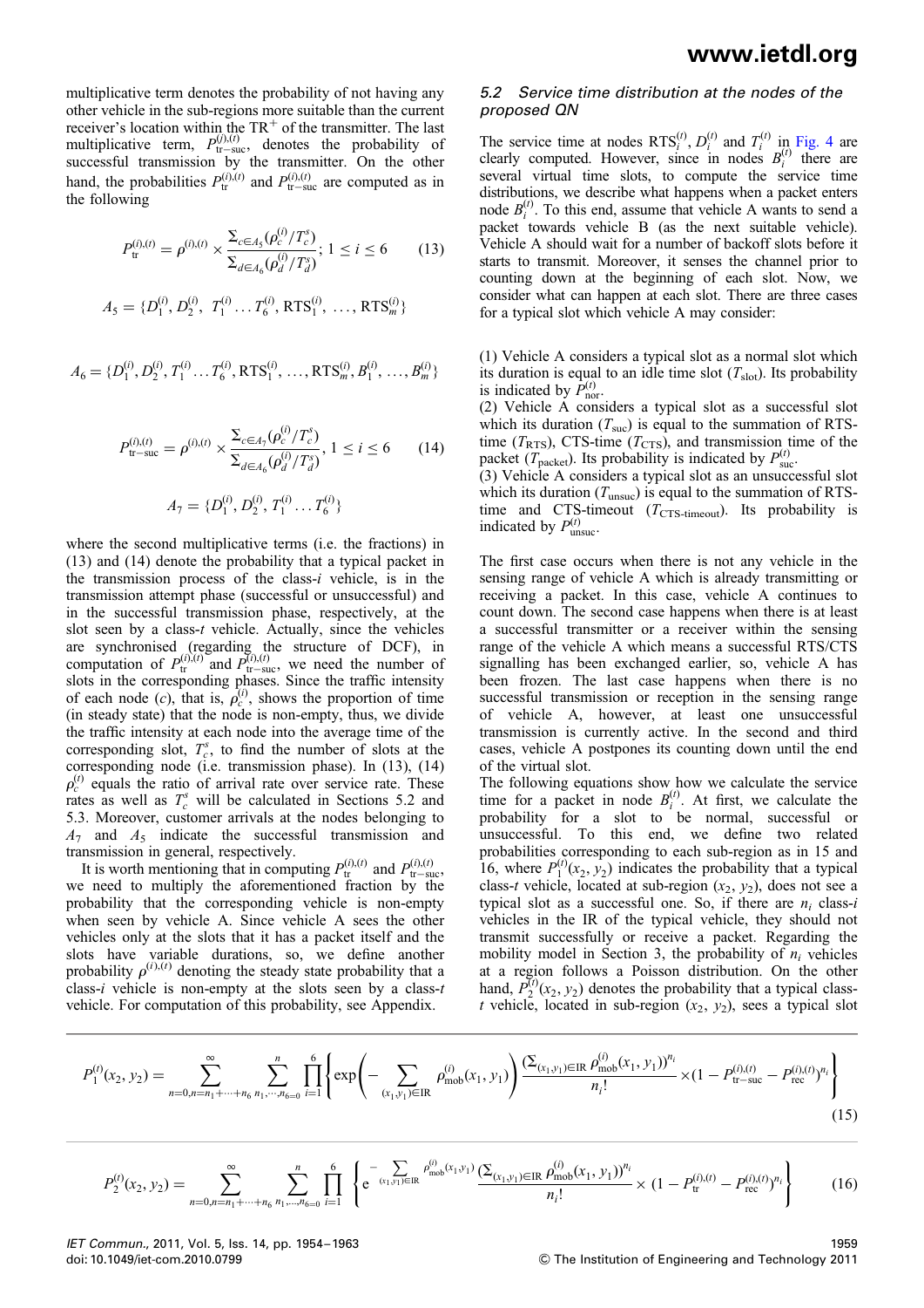multiplicative term denotes the probability of not having any other vehicle in the sub-regions more suitable than the current receiver's location within the $\text{TR}^+$ of the transmitter. The last multiplicative term, $P_{\text{tr-suc}}^{(j),(t)}$, denotes the probability of successful transmission by the transmitter. On the other hand, the probabilities $P_{\text{tr}}^{(i),(t)}$ and $P_{\text{tr-suc}}^{(i),(t)}$ are computed as in the following

$$P_{\text{tr}}^{(i),(t)} = \rho^{(i),(t)} \times \frac{\sum_{c \in A_5} (\rho_c^{(i)}/T_c^s)}{\sum_{d \in A_6} (\rho_d^{(i)}/T_d^s)}; \; 1 \le i \le 6 \tag{13}$$

$$A_5 = \{D_1^{(i)}, D_2^{(i)}, \; T_1^{(i)} \dots T_6^{(i)}, \text{RTS}_1^{(i)}, \; \dots, \text{RTS}_m^{(i)}\}$$

$$A_6 = \{D_1^{(i)}, D_2^{(i)}, T_1^{(i)} \dots T_6^{(i)}, \text{RTS}_1^{(i)}, \dots, \text{RTS}_m^{(i)}, B_1^{(i)}, \dots, B_m^{(i)}\}$$

$$P_{\text{tr-suc}}^{(i),(t)} = \rho^{(i),(t)} \times \frac{\sum_{c \in A_7} (\rho_c^{(i)}/T_c^s)}{\sum_{d \in A_6} (\rho_d^{(i)}/T_d^s)}, \; 1 \le i \le 6 \tag{14}$$

$$A_7 = \{D_1^{(i)}, D_2^{(i)}, T_1^{(i)} \dots T_6^{(i)}\}$$

where the second multiplicative terms (i.e. the fractions) in (13) and (14) denote the probability that a typical packet in the transmission process of the class-$i$ vehicle, is in the transmission attempt phase (successful or unsuccessful) and in the successful transmission phase, respectively, at the slot seen by a class-$t$ vehicle. Actually, since the vehicles are synchronised (regarding the structure of DCF), in computation of $P_{\text{tr}}^{(i),(t)}$ and $P_{\text{tr-suc}}^{(i),(t)}$, we need the number of slots in the corresponding phases. Since the traffic intensity of each node ($c$), that is, $\rho_c^{(i)}$, shows the proportion of time (in steady state) that the node is non-empty, thus, we divide the traffic intensity at each node into the average time of the corresponding slot, $T_c^s$, to find the number of slots at the corresponding node (i.e. transmission phase). In (13), (14) $\rho_c^{(t)}$ equals the ratio of arrival rate over service rate. These rates as well as $T_c^s$ will be calculated in Sections 5.2 and 5.3. Moreover, customer arrivals at the nodes belonging to $A_7$ and $A_5$ indicate the successful transmission and transmission in general, respectively.

It is worth mentioning that in computing $P_{\text{tr}}^{(i),(t)}$ and $P_{\text{tr-suc}}^{(i),(t)}$, we need to multiply the aforementioned fraction by the probability that the corresponding vehicle is non-empty when seen by vehicle A. Since vehicle A sees the other vehicles only at the slots that it has a packet itself and the slots have variable durations, so, we define another probability $\rho^{(i),(t)}$ denoting the steady state probability that a class-$i$ vehicle is non-empty at the slots seen by a class-$t$ vehicle. For computation of this probability, see Appendix.

### 5.2 Service time distribution at the nodes of the proposed QN

The service time at nodes $\text{RTS}_i^{(t)}$, $D_i^{(t)}$ and $T_i^{(t)}$ in Fig. 4 are clearly computed. However, since in nodes $B_i^{(t)}$ there are several virtual time slots, to compute the service time distributions, we describe what happens when a packet enters node $B_i^{(t)}$. To this end, assume that vehicle A wants to send a packet towards vehicle B (as the next suitable vehicle). Vehicle A should wait for a number of backoff slots before it starts to transmit. Moreover, it senses the channel prior to counting down at the beginning of each slot. Now, we consider what can happen at each slot. There are three cases for a typical slot which vehicle A may consider:

(1) Vehicle A considers a typical slot as a normal slot which its duration is equal to an idle time slot ($T_{\text{slot}}$). Its probability is indicated by $P_{\text{nor}}^{(t)}$.
(2) Vehicle A considers a typical slot as a successful slot which its duration ($T_{\text{suc}}$) is equal to the summation of RTS-time ($T_{\text{RTS}}$), CTS-time ($T_{\text{CTS}}$), and transmission time of the packet ($T_{\text{packet}}$). Its probability is indicated by $P_{\text{suc}}^{(t)}$.
(3) Vehicle A considers a typical slot as an unsuccessful slot which its duration ($T_{\text{unsuc}}$) is equal to the summation of RTS-time and CTS-timeout ($T_{\text{CTS-timeout}}$). Its probability is indicated by $P_{\text{unsuc}}^{(t)}$.

The first case occurs when there is not any vehicle in the sensing range of vehicle A which is already transmitting or receiving a packet. In this case, vehicle A continues to count down. The second case happens when there is at least a successful transmitter or a receiver within the sensing range of the vehicle A which means a successful RTS/CTS signalling has been exchanged earlier, so, vehicle A has been frozen. The last case happens when there is no successful transmission or reception in the sensing range of vehicle A, however, at least one unsuccessful transmission is currently active. In the second and third cases, vehicle A postpones its counting down until the end of the virtual slot.

The following equations show how we calculate the service time for a packet in node $B_i^{(t)}$. At first, we calculate the probability for a slot to be normal, successful or unsuccessful. To this end, we define two related probabilities corresponding to each sub-region as in 15 and 16, where $P_1^{(t)}(x_2, y_2)$ indicates the probability that a typical class-$t$ vehicle, located at sub-region $(x_2, y_2)$, does not see a typical slot as a successful one. So, if there are $n_i$ class-$i$ vehicles in the IR of the typical vehicle, they should not transmit successfully or receive a packet. Regarding the mobility model in Section 3, the probability of $n_i$ vehicles at a region follows a Poisson distribution. On the other hand, $P_2^{(t)}(x_2, y_2)$ denotes the probability that a typical class-$t$ vehicle, located in sub-region $(x_2, y_2)$, sees a typical slot

$$P_1^{(t)}(x_2, y_2) = \sum_{n=0, n=n_1+\cdots+n_6}^{\infty} \sum_{n_1, \cdots, n_6=0}^{n} \prod_{i=1}^{6} \left\{ \exp\left( - \sum_{(x_1,y_1) \in \text{IR}} \rho_{\text{mob}}^{(i)}(x_1, y_1) \right) \frac{(\sum_{(x_1,y_1) \in \text{IR}} \rho_{\text{mob}}^{(i)}(x_1, y_1))^{n_i}}{n_i!} \times (1 - P_{\text{tr-suc}}^{(i),(t)} - P_{\text{rec}}^{(i),(t)})^{n_i} \right\} \tag{15}$$

$$P_2^{(t)}(x_2, y_2) = \sum_{n=0, n=n_1+\cdots+n_6}^{\infty} \sum_{n_1, \ldots, n_6=0}^{n} \prod_{i=1}^{6} \left\{ e^{-\sum_{(x_1,y_1) \in \text{IR}} \rho_{\text{mob}}^{(i)}(x_1,y_1)} \frac{(\sum_{(x_1,y_1) \in \text{IR}} \rho_{\text{mob}}^{(i)}(x_1, y_1))^{n_i}}{n_i!} \times (1 - P_{\text{tr}}^{(i),(t)} - P_{\text{rec}}^{(i),(t)})^{n_i} \right\} \tag{16}$$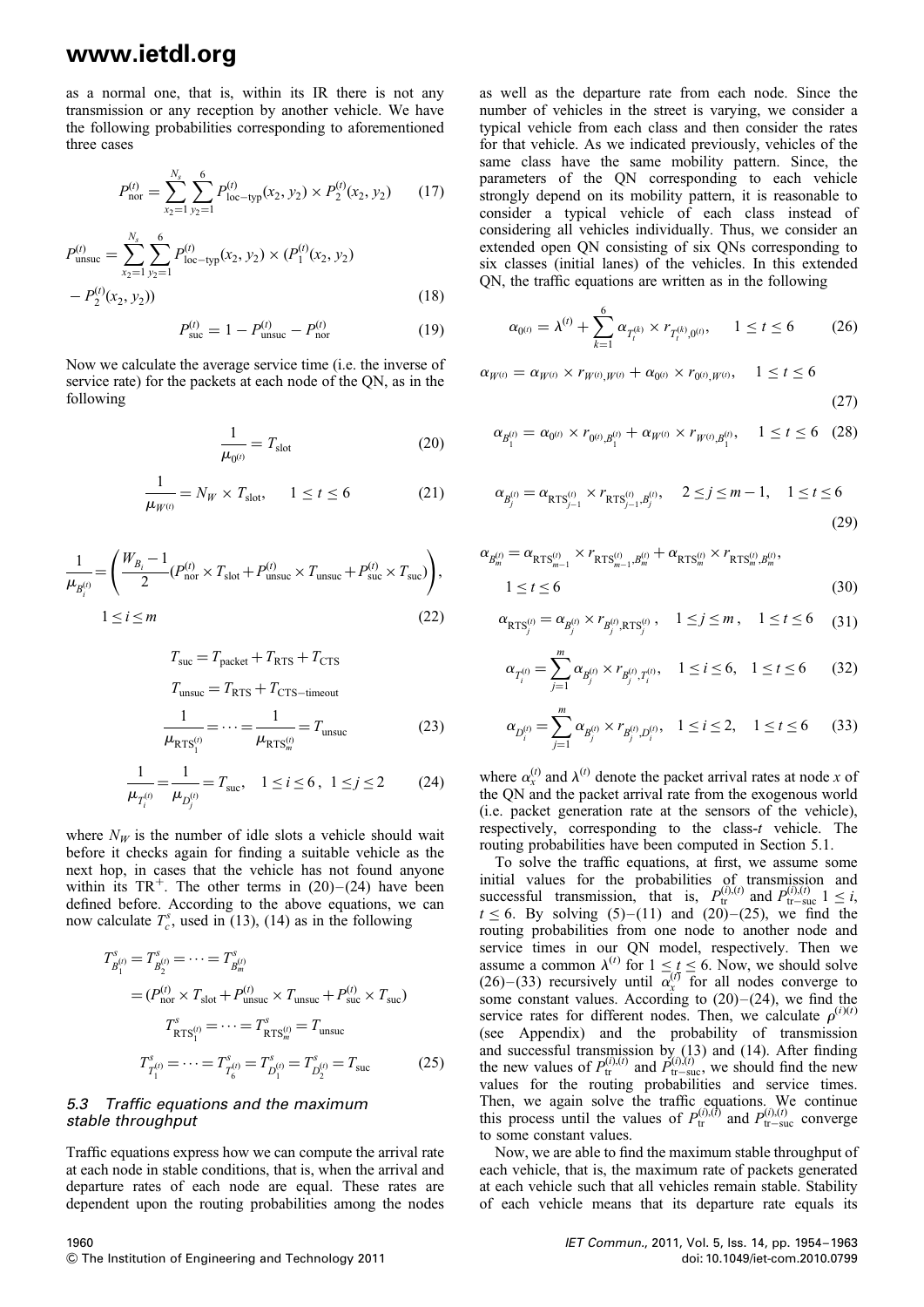as a normal one, that is, within its IR there is not any transmission or any reception by another vehicle. We have the following probabilities corresponding to aforementioned three cases

$$P_{\text{nor}}^{(t)} = \sum_{x_2=1}^{N_s} \sum_{y_2=1}^{6} P_{\text{loc-typ}}^{(t)}(x_2, y_2) \times P_2^{(t)}(x_2, y_2) \quad (17)$$

$$P_{\text{unsuc}}^{(t)} = \sum_{x_2=1}^{N_s} \sum_{y_2=1}^{6} P_{\text{loc-typ}}^{(t)}(x_2, y_2) \times (P_1^{(t)}(x_2, y_2) - P_2^{(t)}(x_2, y_2)) \quad (18)$$

$$P_{\text{suc}}^{(t)} = 1 - P_{\text{unsuc}}^{(t)} - P_{\text{nor}}^{(t)} \quad (19)$$

Now we calculate the average service time (i.e. the inverse of service rate) for the packets at each node of the QN, as in the following

$$\frac{1}{\mu_{0^{(t)}}} = T_{\text{slot}} \quad (20)$$

$$\frac{1}{\mu_{W^{(t)}}} = N_W \times T_{\text{slot}}, \quad 1 \le t \le 6 \quad (21)$$

$$\frac{1}{\mu_{B_i^{(t)}}} = \left( \frac{W_{B_i} - 1}{2} (P_{\text{nor}}^{(t)} \times T_{\text{slot}} + P_{\text{unsuc}}^{(t)} \times T_{\text{unsuc}} + P_{\text{suc}}^{(t)} \times T_{\text{suc}}) \right), \quad 1 \le i \le m \quad (22)$$

$$T_{\text{suc}} = T_{\text{packet}} + T_{\text{RTS}} + T_{\text{CTS}}$$

$$T_{\text{unsuc}} = T_{\text{RTS}} + T_{\text{CTS-timeout}}$$

$$\frac{1}{\mu_{\text{RTS}_1^{(t)}}} = \cdots = \frac{1}{\mu_{\text{RTS}_m^{(t)}}} = T_{\text{unsuc}} \quad (23)$$

$$\frac{1}{\mu_{T_i^{(t)}}} = \frac{1}{\mu_{D_j^{(t)}}} = T_{\text{suc}}, \quad 1 \le i \le 6, \ 1 \le j \le 2 \quad (24)$$

where $N_W$ is the number of idle slots a vehicle should wait before it checks again for finding a suitable vehicle as the next hop, in cases that the vehicle has not found anyone within its $\text{TR}^+$. The other terms in (20)–(24) have been defined before. According to the above equations, we can now calculate $T_c^s$, used in (13), (14) as in the following

$$T_{B_1^{(t)}}^s = T_{B_2^{(t)}}^s = \cdots = T_{B_m^{(t)}}^s = (P_{\text{nor}}^{(t)} \times T_{\text{slot}} + P_{\text{unsuc}}^{(t)} \times T_{\text{unsuc}} + P_{\text{suc}}^{(t)} \times T_{\text{suc}})$$

$$T_{\text{RTS}_1^{(t)}}^s = \cdots = T_{\text{RTS}_m^{(t)}}^s = T_{\text{unsuc}}$$

$$T_{T_1^{(t)}}^s = \cdots = T_{T_6^{(t)}}^s = T_{D_1^{(t)}}^s = T_{D_2^{(t)}}^s = T_{\text{suc}} \quad (25)$$

### 5.3 Traffic equations and the maximum stable throughput

Traffic equations express how we can compute the arrival rate at each node in stable conditions, that is, when the arrival and departure rates of each node are equal. These rates are dependent upon the routing probabilities among the nodes as well as the departure rate from each node. Since the number of vehicles in the street is varying, we consider a typical vehicle from each class and then consider the rates for that vehicle. As we indicated previously, vehicles of the same class have the same mobility pattern. Since, the parameters of the QN corresponding to each vehicle strongly depend on its mobility pattern, it is reasonable to consider a typical vehicle of each class instead of considering all vehicles individually. Thus, we consider an extended open QN consisting of six QNs corresponding to six classes (initial lanes) of the vehicles. In this extended QN, the traffic equations are written as in the following

$$\alpha_{0^{(t)}} = \lambda^{(t)} + \sum_{k=1}^{6} \alpha_{T_t^{(k)}} \times r_{T_t^{(k)}, 0^{(t)}}, \quad 1 \le t \le 6 \quad (26)$$

$$\alpha_{W^{(t)}} = \alpha_{W^{(t)}} \times r_{W^{(t)}, W^{(t)}} + \alpha_{0^{(t)}} \times r_{0^{(t)}, W^{(t)}}, \quad 1 \le t \le 6 \quad (27)$$

$$\alpha_{B_1^{(t)}} = \alpha_{0^{(t)}} \times r_{0^{(t)}, B_1^{(t)}} + \alpha_{W^{(t)}} \times r_{W^{(t)}, B_1^{(t)}}, \quad 1 \le t \le 6 \quad (28)$$

$$\alpha_{B_j^{(t)}} = \alpha_{\text{RTS}_{j-1}^{(t)}} \times r_{\text{RTS}_{j-1}^{(t)}, B_j^{(t)}}, \quad 2 \le j \le m-1, \quad 1 \le t \le 6 \quad (29)$$

$$\alpha_{B_m^{(t)}} = \alpha_{\text{RTS}_{m-1}^{(t)}} \times r_{\text{RTS}_{m-1}^{(t)}, B_m^{(t)}} + \alpha_{\text{RTS}_m^{(t)}} \times r_{\text{RTS}_m^{(t)}, B_m^{(t)}}, \quad 1 \le t \le 6 \quad (30)$$

$$\alpha_{\text{RTS}_j^{(t)}} = \alpha_{B_j^{(t)}} \times r_{B_j^{(t)}, \text{RTS}_j^{(t)}}, \quad 1 \le j \le m, \quad 1 \le t \le 6 \quad (31)$$

$$\alpha_{T_i^{(t)}} = \sum_{j=1}^{m} \alpha_{B_j^{(t)}} \times r_{B_j^{(t)}, T_i^{(t)}}, \quad 1 \le i \le 6, \quad 1 \le t \le 6 \quad (32)$$

$$\alpha_{D_i^{(t)}} = \sum_{j=1}^{m} \alpha_{B_j^{(t)}} \times r_{B_j^{(t)}, D_i^{(t)}}, \quad 1 \le i \le 2, \quad 1 \le t \le 6 \quad (33)$$

where $\alpha_x^{(t)}$ and $\lambda^{(t)}$ denote the packet arrival rates at node $x$ of the QN and the packet arrival rate from the exogenous world (i.e. packet generation rate at the sensors of the vehicle), respectively, corresponding to the class-$t$ vehicle. The routing probabilities have been computed in Section 5.1.

To solve the traffic equations, at first, we assume some initial values for the probabilities of transmission and successful transmission, that is, $P_{\text{tr}}^{(i),(t)}$ and $P_{\text{tr-suc}}^{(i),(t)}$ $1 \le i, t \le 6$. By solving (5)–(11) and (20)–(25), we find the routing probabilities from one node to another node and service times in our QN model, respectively. Then we assume a common $\lambda^{(t)}$ for $1 \le t \le 6$. Now, we should solve (26)–(33) recursively until $\alpha_x^{(t)}$ for all nodes converge to some constant values. According to (20)–(24), we find the service rates for different nodes. Then, we calculate $\rho^{(i)(t)}$ (see Appendix) and the probability of transmission and successful transmission by (13) and (14). After finding the new values of $P_{\text{tr}}^{(i),(t)}$ and $P_{\text{tr-suc}}^{(i),(t)}$, we should find the new values for the routing probabilities and service times. Then, we again solve the traffic equations. We continue this process until the values of $P_{\text{tr}}^{(i),(t)}$ and $P_{\text{tr-suc}}^{(i),(t)}$ converge to some constant values.

Now, we are able to find the maximum stable throughput of each vehicle, that is, the maximum rate of packets generated at each vehicle such that all vehicles remain stable. Stability of each vehicle means that its departure rate equals its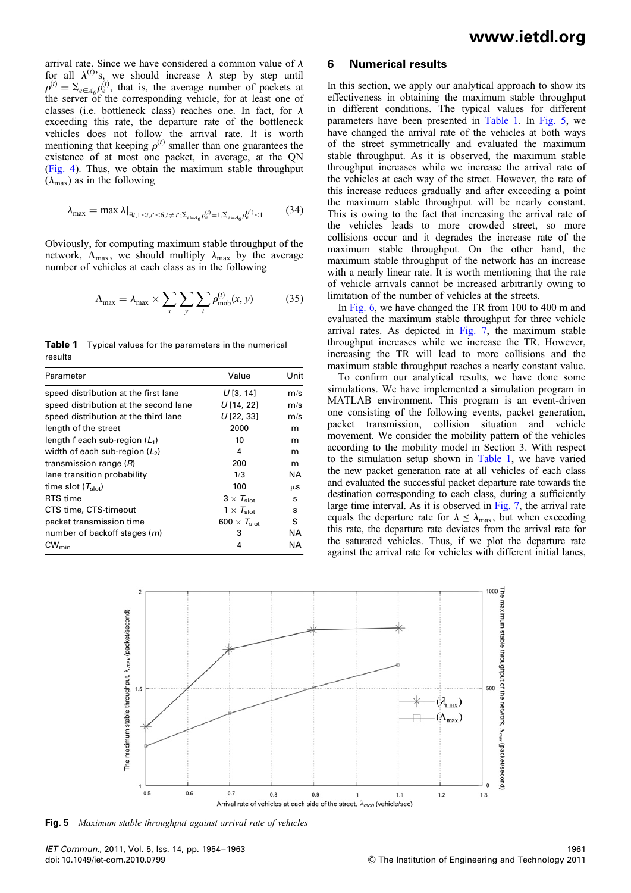arrival rate. Since we have considered a common value of $\lambda$ for all $\lambda^{(t)}$'s, we should increase $\lambda$ step by step until $\rho^{(t)} = \Sigma_{e \in A_6} \rho_e^{(t)}$, that is, the average number of packets at the server of the corresponding vehicle, for at least one of classes (i.e. bottleneck class) reaches one. In fact, for $\lambda$ exceeding this rate, the departure rate of the bottleneck vehicles does not follow the arrival rate. It is worth mentioning that keeping $\rho^{(t)}$ smaller than one guarantees the existence of at most one packet, in average, at the QN (Fig. 4). Thus, we obtain the maximum stable throughput ($\lambda_{\max}$) as in the following

$$\lambda_{\max} = \max \lambda|_{\exists t, 1 \le t, t' \le 6, t \ne t'; \Sigma_{e \in A_6} \rho_e^{(t)} = 1, \Sigma_{e \in A_6} \rho_e^{(t')} \le 1} \tag{34}$$

Obviously, for computing maximum stable throughput of the network, $\Lambda_{\max}$, we should multiply $\lambda_{\max}$ by the average number of vehicles at each class as in the following

$$\Lambda_{\max} = \lambda_{\max} \times \sum_x \sum_y \sum_t \rho_{\text{mob}}^{(t)}(x, y) \tag{35}$$

**Table 1** Typical values for the parameters in the numerical results

| Parameter | Value | Unit |
|---|---|---|
| speed distribution at the first lane | $U$[3, 14] | m/s |
| speed distribution at the second lane | $U$[14, 22] | m/s |
| speed distribution at the third lane | $U$[22, 33] | m/s |
| length of the street | 2000 | m |
| length f each sub-region ($L_1$) | 10 | m |
| width of each sub-region ($L_2$) | 4 | m |
| transmission range ($R$) | 200 | m |
| lane transition probability | 1/3 | NA |
| time slot ($T_{\text{slot}}$) | 100 | μs |
| RTS time | $3 \times T_{\text{slot}}$ | s |
| CTS time, CTS-timeout | $1 \times T_{\text{slot}}$ | s |
| packet transmission time | $600 \times T_{\text{slot}}$ | S |
| number of backoff stages ($m$) | 3 | NA |
| $\text{CW}_{\min}$ | 4 | NA |

## 6 Numerical results

In this section, we apply our analytical approach to show its effectiveness in obtaining the maximum stable throughput in different conditions. The typical values for different parameters have been presented in Table 1. In Fig. 5, we have changed the arrival rate of the vehicles at both ways of the street symmetrically and evaluated the maximum stable throughput. As it is observed, the maximum stable throughput increases while we increase the arrival rate of the vehicles at each way of the street. However, the rate of this increase reduces gradually and after exceeding a point the maximum stable throughput will be nearly constant. This is owing to the fact that increasing the arrival rate of the vehicles leads to more crowded street, so more collisions occur and it degrades the increase rate of the maximum stable throughput. On the other hand, the maximum stable throughput of the network has an increase with a nearly linear rate. It is worth mentioning that the rate of vehicle arrivals cannot be increased arbitrarily owing to limitation of the number of vehicles at the streets.

In Fig. 6, we have changed the TR from 100 to 400 m and evaluated the maximum stable throughput for three vehicle arrival rates. As depicted in Fig. 7, the maximum stable throughput increases while we increase the TR. However, increasing the TR will lead to more collisions and the maximum stable throughput reaches a nearly constant value.

To confirm our analytical results, we have done some simulations. We have implemented a simulation program in MATLAB environment. This program is an event-driven one consisting of the following events, packet generation, packet transmission, collision situation and vehicle movement. We consider the mobility pattern of the vehicles according to the mobility model in Section 3. With respect to the simulation setup shown in Table 1, we have varied the new packet generation rate at all vehicles of each class and evaluated the successful packet departure rate towards the destination corresponding to each class, during a sufficiently large time interval. As it is observed in Fig. 7, the arrival rate equals the departure rate for $\lambda \le \lambda_{\max}$, but when exceeding this rate, the departure rate deviates from the arrival rate for the saturated vehicles. Thus, if we plot the departure rate against the arrival rate for vehicles with different initial lanes,

**Fig. 5** *Maximum stable throughput against arrival rate of vehicles*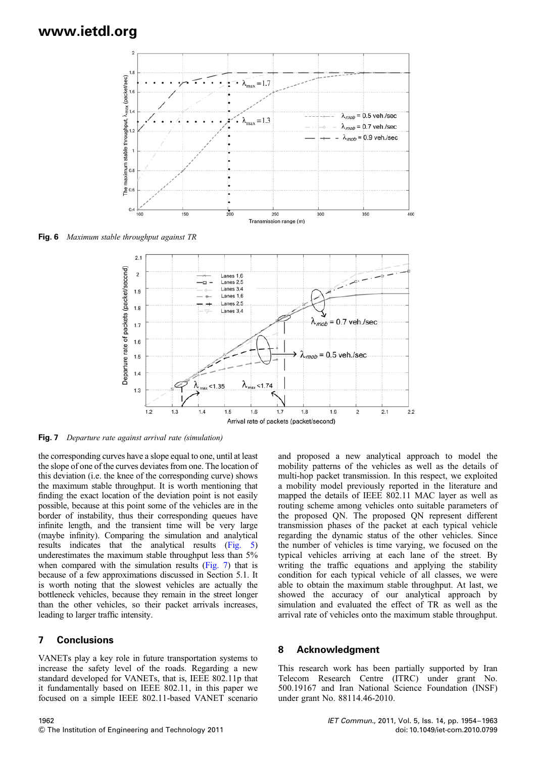Fig. 6 *Maximum stable throughput against TR*

Fig. 7 *Departure rate against arrival rate (simulation)*

the corresponding curves have a slope equal to one, until at least the slope of one of the curves deviates from one. The location of this deviation (i.e. the knee of the corresponding curve) shows the maximum stable throughput. It is worth mentioning that finding the exact location of the deviation point is not easily possible, because at this point some of the vehicles are in the border of instability, thus their corresponding queues have infinite length, and the transient time will be very large (maybe infinity). Comparing the simulation and analytical results indicates that the analytical results (Fig. 5) underestimates the maximum stable throughput less than 5% when compared with the simulation results (Fig. 7) that is because of a few approximations discussed in Section 5.1. It is worth noting that the slowest vehicles are actually the bottleneck vehicles, because they remain in the street longer than the other vehicles, so their packet arrivals increases, leading to larger traffic intensity.

## 7 Conclusions

VANETs play a key role in future transportation systems to increase the safety level of the roads. Regarding a new standard developed for VANETs, that is, IEEE 802.11p that it fundamentally based on IEEE 802.11, in this paper we focused on a simple IEEE 802.11-based VANET scenario and proposed a new analytical approach to model the mobility patterns of the vehicles as well as the details of multi-hop packet transmission. In this respect, we exploited a mobility model previously reported in the literature and mapped the details of IEEE 802.11 MAC layer as well as routing scheme among vehicles onto suitable parameters of the proposed QN. The proposed QN represent different transmission phases of the packet at each typical vehicle regarding the dynamic status of the other vehicles. Since the number of vehicles is time varying, we focused on the typical vehicles arriving at each lane of the street. By writing the traffic equations and applying the stability condition for each typical vehicle of all classes, we were able to obtain the maximum stable throughput. At last, we showed the accuracy of our analytical approach by simulation and evaluated the effect of TR as well as the arrival rate of vehicles onto the maximum stable throughput.

## 8 Acknowledgment

This research work has been partially supported by Iran Telecom Research Centre (ITRC) under grant No. 500.19167 and Iran National Science Foundation (INSF) under grant No. 88114.46-2010.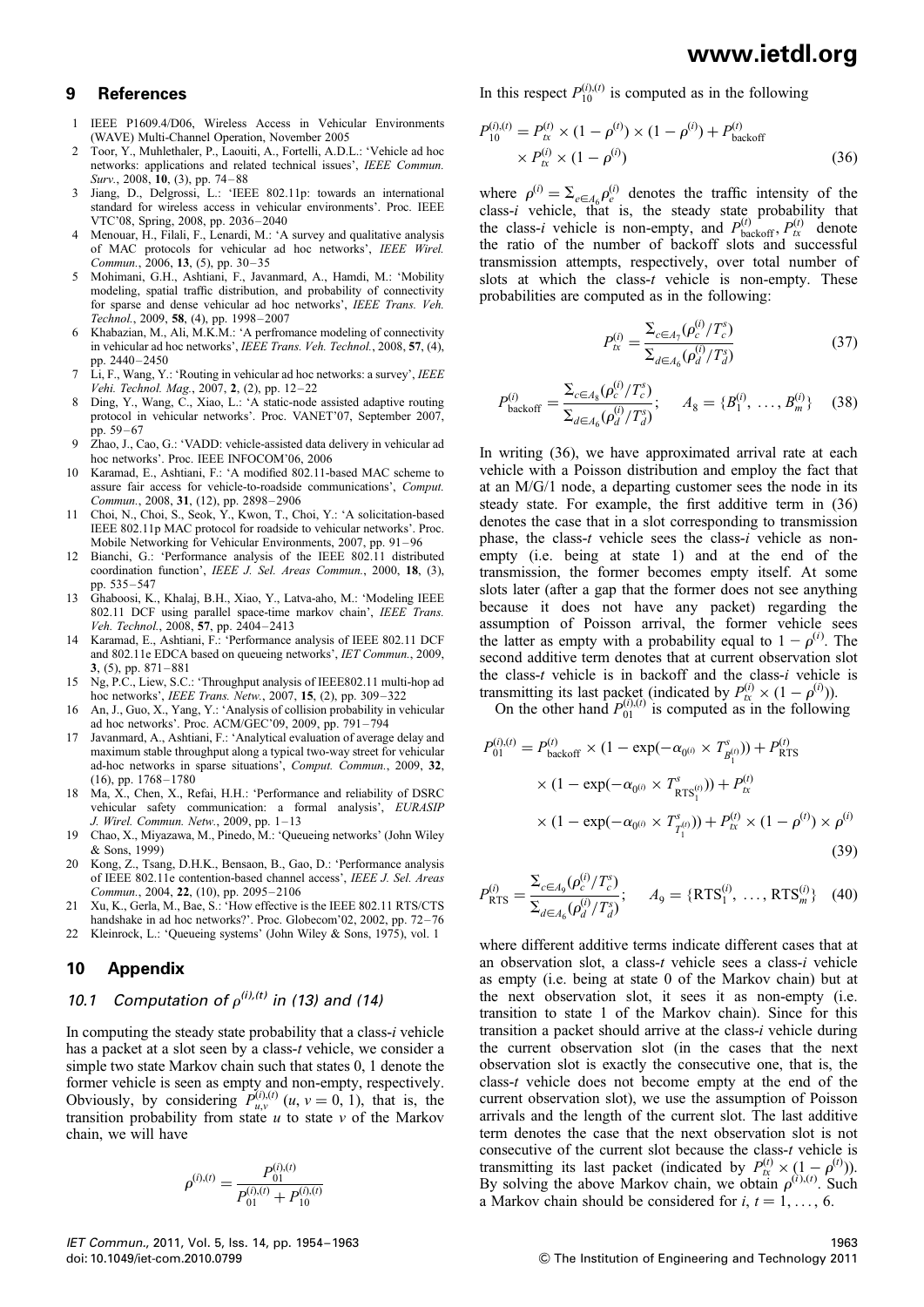## 9 References

1. IEEE P1609.4/D06, Wireless Access in Vehicular Environments (WAVE) Multi-Channel Operation, November 2005
2. Toor, Y., Muhlethaler, P., Laouiti, A., Fortelli, A.D.L.: 'Vehicle ad hoc networks: applications and related technical issues', *IEEE Commun. Surv.*, 2008, **10**, (3), pp. 74–88
3. Jiang, D., Delgrossi, L.: 'IEEE 802.11p: towards an international standard for wireless access in vehicular environments'. Proc. IEEE VTC'08, Spring, 2008, pp. 2036–2040
4. Menouar, H., Filali, F., Lenardi, M.: 'A survey and qualitative analysis of MAC protocols for vehicular ad hoc networks', *IEEE Wirel. Commun.*, 2006, **13**, (5), pp. 30–35
5. Mohimani, G.H., Ashtiani, F., Javanmard, A., Hamdi, M.: 'Mobility modeling, spatial traffic distribution, and probability of connectivity for sparse and dense vehicular ad hoc networks', *IEEE Trans. Veh. Technol.*, 2009, **58**, (4), pp. 1998–2007
6. Khabazian, M., Ali, M.K.M.: 'A perfromance modeling of connectivity in vehicular ad hoc networks', *IEEE Trans. Veh. Technol.*, 2008, **57**, (4), pp. 2440–2450
7. Li, F., Wang, Y.: 'Routing in vehicular ad hoc networks: a survey', *IEEE Vehi. Technol. Mag.*, 2007, **2**, (2), pp. 12–22
8. Ding, Y., Wang, C., Xiao, L.: 'A static-node assisted adaptive routing protocol in vehicular networks'. Proc. VANET'07, September 2007, pp. 59–67
9. Zhao, J., Cao, G.: 'VADD: vehicle-assisted data delivery in vehicular ad hoc networks'. Proc. IEEE INFOCOM'06, 2006
10. Karamad, E., Ashtiani, F.: 'A modified 802.11-based MAC scheme to assure fair access for vehicle-to-roadside communications', *Comput. Commun.*, 2008, **31**, (12), pp. 2898–2906
11. Choi, N., Choi, S., Seok, Y., Kwon, T., Choi, Y.: 'A solicitation-based IEEE 802.11p MAC protocol for roadside to vehicular networks'. Proc. Mobile Networking for Vehicular Environments, 2007, pp. 91–96
12. Bianchi, G.: 'Performance analysis of the IEEE 802.11 distributed coordination function', *IEEE J. Sel. Areas Commun.*, 2000, **18**, (3), pp. 535–547
13. Ghaboosi, K., Khalaj, B.H., Xiao, Y., Latva-aho, M.: 'Modeling IEEE 802.11 DCF using parallel space-time markov chain', *IEEE Trans. Veh. Technol.*, 2008, **57**, pp. 2404–2413
14. Karamad, E., Ashtiani, F.: 'Performance analysis of IEEE 802.11 DCF and 802.11e EDCA based on queueing networks', *IET Commun.*, 2009, **3**, (5), pp. 871–881
15. Ng, P.C., Liew, S.C.: 'Throughput analysis of IEEE802.11 multi-hop ad hoc networks', *IEEE Trans. Netw.*, 2007, **15**, (2), pp. 309–322
16. An, J., Guo, X., Yang, Y.: 'Analysis of collision probability in vehicular ad hoc networks'. Proc. ACM/GEC'09, 2009, pp. 791–794
17. Javanmard, A., Ashtiani, F.: 'Analytical evaluation of average delay and maximum stable throughput along a typical two-way street for vehicular ad-hoc networks in sparse situations', *Comput. Commun.*, 2009, **32**, (16), pp. 1768–1780
18. Ma, X., Chen, X., Refai, H.H.: 'Performance and reliability of DSRC vehicular safety communication: a formal analysis', *EURASIP J. Wirel. Commun. Netw.*, 2009, pp. 1–13
19. Chao, X., Miyazawa, M., Pinedo, M.: 'Queueing networks' (John Wiley & Sons, 1999)
20. Kong, Z., Tsang, D.H.K., Bensaon, B., Gao, D.: 'Performance analysis of IEEE 802.11e contention-based channel access', *IEEE J. Sel. Areas Commun.*, 2004, **22**, (10), pp. 2095–2106
21. Xu, K., Gerla, M., Bae, S.: 'How effective is the IEEE 802.11 RTS/CTS handshake in ad hoc networks?'. Proc. Globecom'02, 2002, pp. 72–76
22. Kleinrock, L.: 'Queueing systems' (John Wiley & Sons, 1975), vol. 1

## 10 Appendix

### 10.1 Computation of $\rho^{(i),(t)}$ in (13) and (14)

In computing the steady state probability that a class-*i* vehicle has a packet at a slot seen by a class-*t* vehicle, we consider a simple two state Markov chain such that states 0, 1 denote the former vehicle is seen as empty and non-empty, respectively. Obviously, by considering $P^{(i),(t)}_{u,v}$ $(u, v = 0, 1)$, that is, the transition probability from state $u$ to state $v$ of the Markov chain, we will have

$$\rho^{(i),(t)} = \frac{P^{(i),(t)}_{01}}{P^{(i),(t)}_{01} + P^{(i),(t)}_{10}}$$

In this respect $P^{(i),(t)}_{10}$ is computed as in the following

$$P^{(i),(t)}_{10} = P^{(t)}_{tx} \times (1-\rho^{(t)}) \times (1-\rho^{(i)}) + P^{(t)}_{\text{backoff}} \times P^{(i)}_{tx} \times (1-\rho^{(i)}) \tag{36}$$

where $\rho^{(i)} = \Sigma_{e\in A_6}\rho^{(i)}_e$ denotes the traffic intensity of the class-*i* vehicle, that is, the steady state probability that the class-*i* vehicle is non-empty, and $P^{(t)}_{\text{backoff}}, P^{(t)}_{tx}$ denote the ratio of the number of backoff slots and successful transmission attempts, respectively, over total number of slots at which the class-*t* vehicle is non-empty. These probabilities are computed as in the following:

$$P^{(i)}_{tx} = \frac{\Sigma_{c\in A_7}(\rho^{(i)}_c/T^s_c)}{\Sigma_{d\in A_6}(\rho^{(i)}_d/T^s_d)} \tag{37}$$

$$P^{(i)}_{\text{backoff}} = \frac{\Sigma_{c\in A_8}(\rho^{(i)}_c/T^s_c)}{\Sigma_{d\in A_6}(\rho^{(i)}_d/T^s_d)}; \quad A_8 = \{B^{(i)}_1, \ldots, B^{(i)}_m\} \tag{38}$$

In writing (36), we have approximated arrival rate at each vehicle with a Poisson distribution and employ the fact that at an M/G/1 node, a departing customer sees the node in its steady state. For example, the first additive term in (36) denotes the case that in a slot corresponding to transmission phase, the class-*t* vehicle sees the class-*i* vehicle as non-empty (i.e. being at state 1) and at the end of the transmission, the former becomes empty itself. At some slots later (after a gap that the former does not see anything because it does not have any packet) regarding the assumption of Poisson arrival, the former vehicle sees the latter as empty with a probability equal to $1-\rho^{(i)}$. The second additive term denotes that at current observation slot the class-*t* vehicle is in backoff and the class-*i* vehicle is transmitting its last packet (indicated by $P^{(i)}_{tx} \times (1-\rho^{(i)})$).

On the other hand $P^{(i),(t)}_{01}$ is computed as in the following

$$\begin{aligned} P^{(i),(t)}_{01} = {} & P^{(t)}_{\text{backoff}} \times (1-\exp(-\alpha_{0^{(i)}} \times T^s_{B^{(t)}_1})) + P^{(t)}_{\text{RTS}} \\ & \times (1-\exp(-\alpha_{0^{(i)}} \times T^s_{\text{RTS}^{(t)}_1})) + P^{(t)}_{tx} \\ & \times (1-\exp(-\alpha_{0^{(i)}} \times T^s_{T^{(t)}_1})) + P^{(t)}_{tx} \times (1-\rho^{(t)}) \times \rho^{(i)} \end{aligned} \tag{39}$$

$$P^{(i)}_{\text{RTS}} = \frac{\Sigma_{c\in A_9}(\rho^{(i)}_c/T^s_c)}{\Sigma_{d\in A_6}(\rho^{(i)}_d/T^s_d)}; \quad A_9 = \{\text{RTS}^{(i)}_1, \ldots, \text{RTS}^{(i)}_m\} \tag{40}$$

where different additive terms indicate different cases that at an observation slot, a class-*t* vehicle sees a class-*i* vehicle as empty (i.e. being at state 0 of the Markov chain) but at the next observation slot, it sees it as non-empty (i.e. transition to state 1 of the Markov chain). Since for this transition a packet should arrive at the class-*i* vehicle during the current observation slot (in the cases that the next observation slot is exactly the consecutive one, that is, the class-*t* vehicle does not become empty at the end of the current observation slot), we use the assumption of Poisson arrivals and the length of the current slot. The last additive term denotes the case that the next observation slot is not consecutive of the current slot because the class-*t* vehicle is transmitting its last packet (indicated by $P^{(t)}_{tx} \times (1-\rho^{(t)})$). By solving the above Markov chain, we obtain $\rho^{(i),(t)}$. Such a Markov chain should be considered for $i, t = 1, \ldots, 6$.